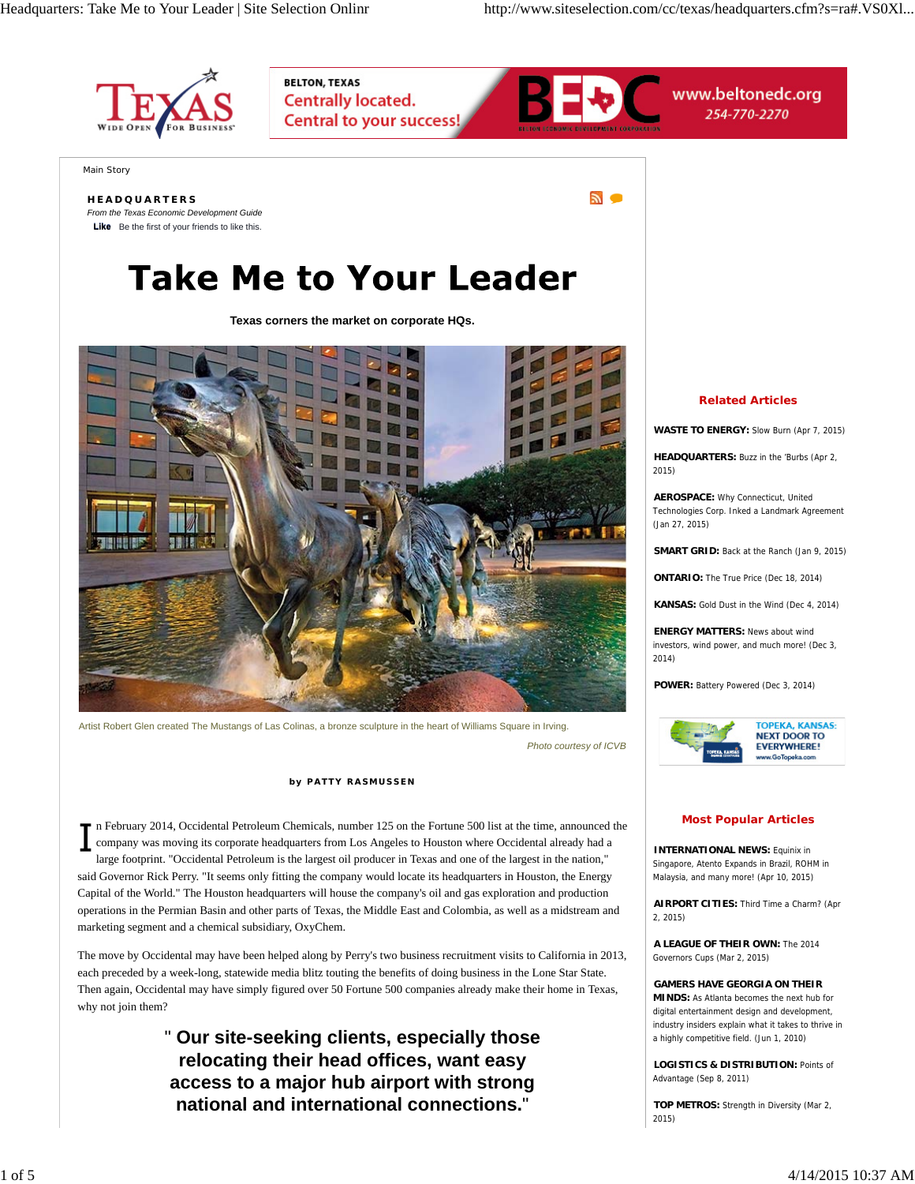Main Story

**HEADQUARTERS**

*From the Texas Economic Development Guide*

# Take Me to Your Leader

**Texas corners the market on corporate HQs.**

Artist Robert Glen created The Mustangs of Las Colinas, a bronze sculpture in the heart of Williams Square in Irving.

*Photo courtesy of ICVB*

**by PATTY RASMUSSEN**

In February 2014, Occidental Petroleum Chemicals, number 125 on the Fortune 500 list at the time, announced the company was moving its corporate headquarters from Los Angeles to Houston where Occidental already had a large footprint. "Occidental Petroleum is the largest oil producer in Texas and one of the largest in the nation," said Governor Rick Perry. "It seems only fitting the company would locate its headquarters in Houston, the Energy Capital of the World." The Houston headquarters will house the company's oil and gas exploration and production operations in the Permian Basin and other parts of Texas, the Middle East and Colombia, as well as a midstream and marketing segment and a chemical subsidiary, OxyChem.

The move by Occidental may have been helped along by Perry's two business recruitment visits to California in 2013, each preceded by a week-long, statewide media blitz touting the benefits of doing business in the Lone Star State. Then again, Occidental may have simply figured over 50 Fortune 500 companies already make their home in Texas, why not join them?

> **" Our site-seeking clients, especially those relocating their head offices, want easy access to a major hub airport with strong national and international connections."**

### Related Articles

- **WASTE TO ENERGY:** Slow Burn (Apr 7, 2015)
- **HEADQUARTERS:** Buzz in the 'Burbs (Apr 2, 2015)
- **AEROSPACE:** Why Connecticut, United Technologies Corp. Inked a Landmark Agreement (Jan 27, 2015)
- **SMART GRID:** Back at the Ranch (Jan 9, 2015)
- **ONTARIO:** The True Price (Dec 18, 2014)
- **KANSAS:** Gold Dust in the Wind (Dec 4, 2014)
- **ENERGY MATTERS:** News about wind investors, wind power, and much more! (Dec 3, 2014)
- **POWER:** Battery Powered (Dec 3, 2014)

### Most Popular Articles

- **INTERNATIONAL NEWS:** Equinix in Singapore, Atento Expands in Brazil, ROHM in Malaysia, and many more! (Apr 10, 2015)
- **AIRPORT CITIES:** Third Time a Charm? (Apr 2, 2015)
- **A LEAGUE OF THEIR OWN:** The 2014 Governors Cups (Mar 2, 2015)
- **GAMERS HAVE GEORGIA ON THEIR MINDS:** As Atlanta becomes the next hub for digital entertainment design and development, industry insiders explain what it takes to thrive in a highly competitive field. (Jun 1, 2010)
- **LOGISTICS & DISTRIBUTION:** Points of Advantage (Sep 8, 2011)
- **TOP METROS:** Strength in Diversity (Mar 2, 2015)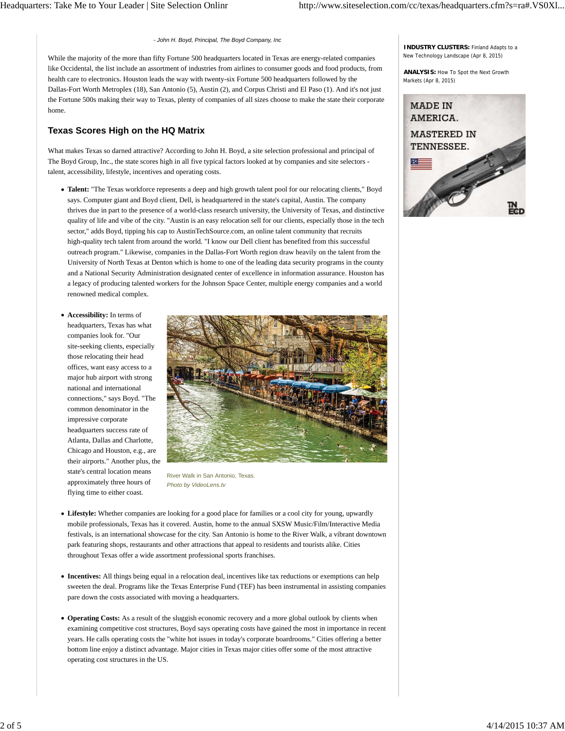*- John H. Boyd, Principal, The Boyd Company, Inc*

While the majority of the more than fifty Fortune 500 headquarters located in Texas are energy-related companies like Occidental, the list include an assortment of industries from airlines to consumer goods and food products, from health care to electronics. Houston leads the way with twenty-six Fortune 500 headquarters followed by the Dallas-Fort Worth Metroplex (18), San Antonio (5), Austin (2), and Corpus Christi and El Paso (1). And it's not just the Fortune 500s making their way to Texas, plenty of companies of all sizes choose to make the state their corporate home.

## Texas Scores High on the HQ Matrix

What makes Texas so darned attractive? According to John H. Boyd, a site selection professional and principal of The Boyd Group, Inc., the state scores high in all five typical factors looked at by companies and site selectors - talent, accessibility, lifestyle, incentives and operating costs.

- **Talent:** "The Texas workforce represents a deep and high growth talent pool for our relocating clients," Boyd says. Computer giant and Boyd client, Dell, is headquartered in the state's capital, Austin. The company thrives due in part to the presence of a world-class research university, the University of Texas, and distinctive quality of life and vibe of the city. "Austin is an easy relocation sell for our clients, especially those in the tech sector," adds Boyd, tipping his cap to AustinTechSource.com, an online talent community that recruits high-quality tech talent from around the world. "I know our Dell client has benefited from this successful outreach program." Likewise, companies in the Dallas-Fort Worth region draw heavily on the talent from the University of North Texas at Denton which is home to one of the leading data security programs in the county and a National Security Administration designated center of excellence in information assurance. Houston has a legacy of producing talented workers for the Johnson Space Center, multiple energy companies and a world renowned medical complex.

- **Accessibility:** In terms of headquarters, Texas has what companies look for. "Our site-seeking clients, especially those relocating their head offices, want easy access to a major hub airport with strong national and international connections," says Boyd. "The common denominator in the impressive corporate headquarters success rate of Atlanta, Dallas and Charlotte, Chicago and Houston, e.g., are their airports." Another plus, the state's central location means approximately three hours of flying time to either coast.

River Walk in San Antonio, Texas.
*Photo by VideoLens.tv*

- **Lifestyle:** Whether companies are looking for a good place for families or a cool city for young, upwardly mobile professionals, Texas has it covered. Austin, home to the annual SXSW Music/Film/Interactive Media festivals, is an international showcase for the city. San Antonio is home to the River Walk, a vibrant downtown park featuring shops, restaurants and other attractions that appeal to residents and tourists alike. Cities throughout Texas offer a wide assortment professional sports franchises.

- **Incentives:** All things being equal in a relocation deal, incentives like tax reductions or exemptions can help sweeten the deal. Programs like the Texas Enterprise Fund (TEF) has been instrumental in assisting companies pare down the costs associated with moving a headquarters.

- **Operating Costs:** As a result of the sluggish economic recovery and a more global outlook by clients when examining competitive cost structures, Boyd says operating costs have gained the most in importance in recent years. He calls operating costs the "white hot issues in today's corporate boardrooms." Cities offering a better bottom line enjoy a distinct advantage. Major cities in Texas major cities offer some of the most attractive operating cost structures in the US.

**INDUSTRY CLUSTERS:** Finland Adapts to a New Technology Landscape (Apr 8, 2015)

**ANALYSIS:** How To Spot the Next Growth Markets (Apr 8, 2015)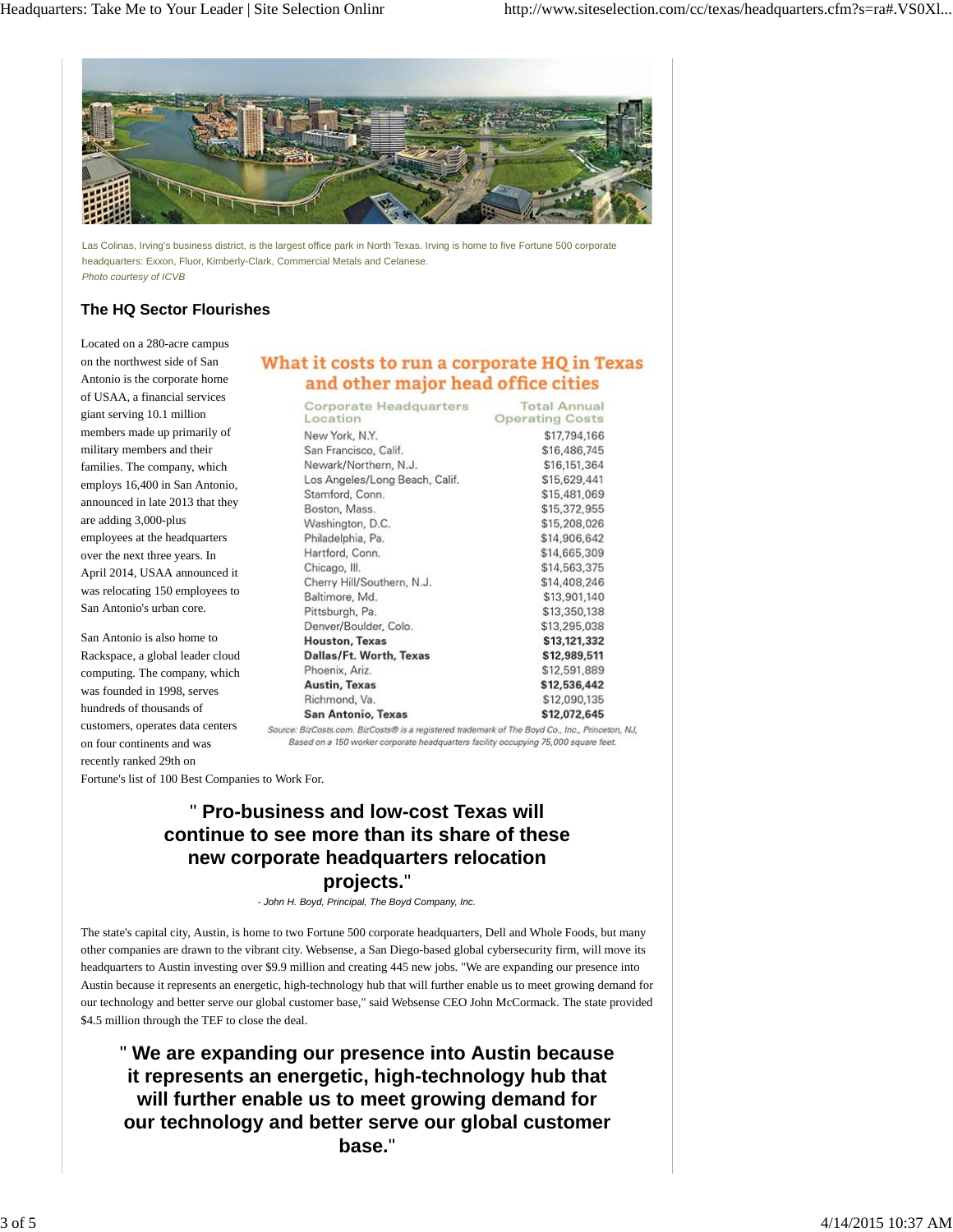Las Colinas, Irving's business district, is the largest office park in North Texas. Irving is home to five Fortune 500 corporate headquarters: Exxon, Fluor, Kimberly-Clark, Commercial Metals and Celanese.

*Photo courtesy of ICVB*

### The HQ Sector Flourishes

Located on a 280-acre campus on the northwest side of San Antonio is the corporate home of USAA, a financial services giant serving 10.1 million members made up primarily of military members and their families. The company, which employs 16,400 in San Antonio, announced in late 2013 that they are adding 3,000-plus employees at the headquarters over the next three years. In April 2014, USAA announced it was relocating 150 employees to San Antonio's urban core.

**What it costs to run a corporate HQ in Texas and other major head office cities**

| Corporate Headquarters Location | Total Annual Operating Costs |
|---|---|
| New York, N.Y. | $17,794,166 |
| San Francisco, Calif. | $16,486,745 |
| Newark/Northern, N.J. | $16,151,364 |
| Los Angeles/Long Beach, Calif. | $15,629,441 |
| Stamford, Conn. | $15,481,069 |
| Boston, Mass. | $15,372,955 |
| Washington, D.C. | $15,208,026 |
| Philadelphia, Pa. | $14,906,642 |
| Hartford, Conn. | $14,665,309 |
| Chicago, Ill. | $14,563,375 |
| Cherry Hill/Southern, N.J. | $14,408,246 |
| Baltimore, Md. | $13,901,140 |
| Pittsburgh, Pa. | $13,350,138 |
| Denver/Boulder, Colo. | $13,295,038 |
| **Houston, Texas** | **$13,121,332** |
| **Dallas/Ft. Worth, Texas** | **$12,989,511** |
| Phoenix, Ariz. | $12,591,889 |
| **Austin, Texas** | **$12,536,442** |
| Richmond, Va. | $12,090,135 |
| **San Antonio, Texas** | **$12,072,645** |

*Source: BizCosts.com. BizCosts® is a registered trademark of The Boyd Co., Inc., Princeton, NJ, Based on a 150 worker corporate headquarters facility occupying 75,000 square feet.*

San Antonio is also home to Rackspace, a global leader cloud computing. The company, which was founded in 1998, serves hundreds of thousands of customers, operates data centers on four continents and was recently ranked 29th on Fortune's list of 100 Best Companies to Work For.

**" Pro-business and low-cost Texas will continue to see more than its share of these new corporate headquarters relocation projects."**

*- John H. Boyd, Principal, The Boyd Company, Inc.*

The state's capital city, Austin, is home to two Fortune 500 corporate headquarters, Dell and Whole Foods, but many other companies are drawn to the vibrant city. Websense, a San Diego-based global cybersecurity firm, will move its headquarters to Austin investing over $9.9 million and creating 445 new jobs. "We are expanding our presence into Austin because it represents an energetic, high-technology hub that will further enable us to meet growing demand for our technology and better serve our global customer base," said Websense CEO John McCormack. The state provided $4.5 million through the TEF to close the deal.

**" We are expanding our presence into Austin because it represents an energetic, high-technology hub that will further enable us to meet growing demand for our technology and better serve our global customer base."**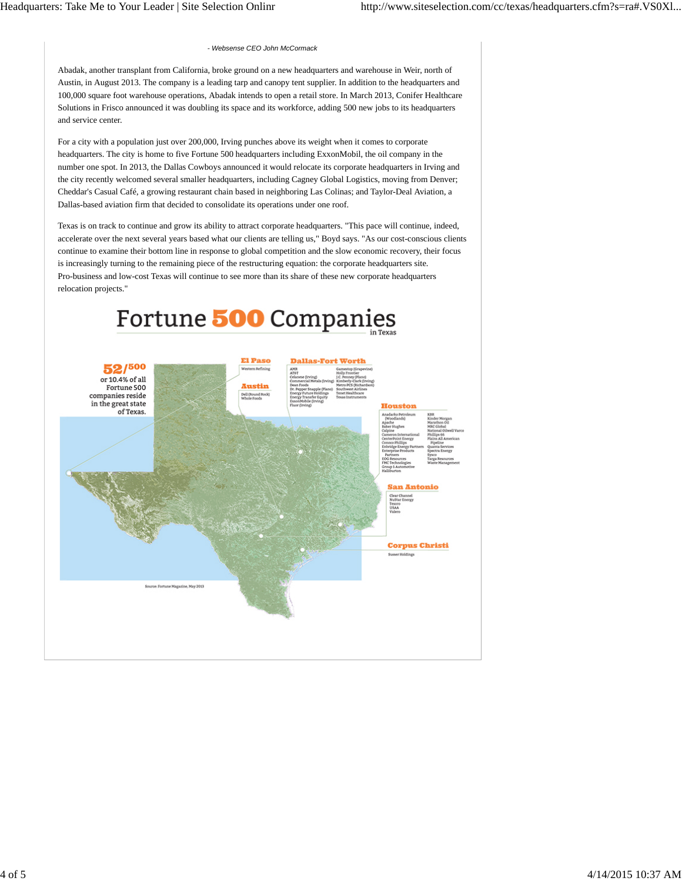*- Websense CEO John McCormack*

Abadak, another transplant from California, broke ground on a new headquarters and warehouse in Weir, north of Austin, in August 2013. The company is a leading tarp and canopy tent supplier. In addition to the headquarters and 100,000 square foot warehouse operations, Abadak intends to open a retail store. In March 2013, Conifer Healthcare Solutions in Frisco announced it was doubling its space and its workforce, adding 500 new jobs to its headquarters and service center.

For a city with a population just over 200,000, Irving punches above its weight when it comes to corporate headquarters. The city is home to five Fortune 500 headquarters including ExxonMobil, the oil company in the number one spot. In 2013, the Dallas Cowboys announced it would relocate its corporate headquarters in Irving and the city recently welcomed several smaller headquarters, including Cagney Global Logistics, moving from Denver; Cheddar's Casual Café, a growing restaurant chain based in neighboring Las Colinas; and Taylor-Deal Aviation, a Dallas-based aviation firm that decided to consolidate its operations under one roof.

Texas is on track to continue and grow its ability to attract corporate headquarters. "This pace will continue, indeed, accelerate over the next several years based what our clients are telling us," Boyd says. "As our cost-conscious clients continue to examine their bottom line in response to global competition and the slow economic recovery, their focus is increasingly turning to the remaining piece of the restructuring equation: the corporate headquarters site. Pro-business and low-cost Texas will continue to see more than its share of these new corporate headquarters relocation projects."

Fortune 500 Companies in Texas

52/500 or 10.4% of all Fortune 500 companies reside in the great state of Texas.

El Paso
Western Refining

Austin
Dell (Round Rock)
Whole Foods

Dallas-Fort Worth
AMR
AT&T
Celanese (Irving)
Commercial Metals (Irving)
Dean Foods
Dr. Pepper Snapple (Plano)
Energy Future Holdings
Energy Transfer Equity
ExxonMobil (Irving)
Fluor (Irving)
Gamestop (Grapevine)
Holly Frontier
J.C. Penney (Plano)
Kimberly-Clark (Irving)
Metro PCS (Richardson)
Southwest Airlines
Tenet Healthcare
Texas Instruments

Houston
Anadarko Petroleum (Woodlands)
Apache
Baker Hughes
Calpine
Cameron International
CenterPoint Energy
Conoco Phillips
Enbridge Energy Partners
Enterprise Products Partners
EOG Resources
FMC Technologies
Group 1 Automotive
Halliburton
KBR
Kinder Morgan
Marathon Oil
MRC Global
National Oilwell Varco
Phillips 66
Plains All American Pipeline
Quanta Services
Spectra Energy
Sysco
Targa Resources
Waste Management

San Antonio
Clear Channel
NuStar Energy
Tesoro
USAA
Valero

Corpus Christi
Susser Holdings

Source: Fortune Magazine, May 2013